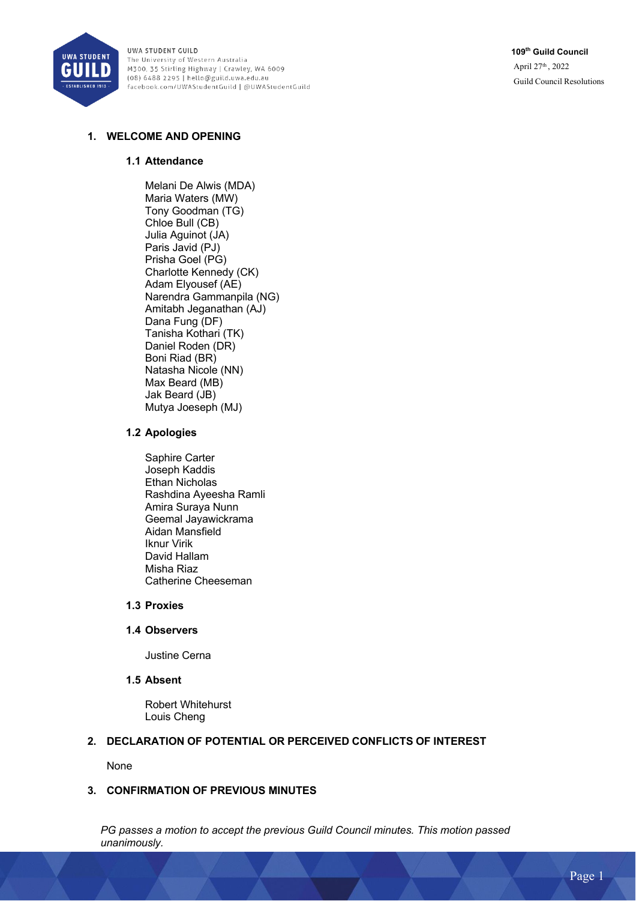# 1. WELCOME AND OPENING

## 1.1 Attendance

Melani De Alwis (MDA)
Maria Waters (MW)
Tony Goodman (TG)
Chloe Bull (CB)
Julia Aguinot (JA)
Paris Javid (PJ)
Prisha Goel (PG)
Charlotte Kennedy (CK)
Adam Elyousef (AE)
Narendra Gammanpila (NG)
Amitabh Jeganathan (AJ)
Dana Fung (DF)
Tanisha Kothari (TK)
Daniel Roden (DR)
Boni Riad (BR)
Natasha Nicole (NN)
Max Beard (MB)
Jak Beard (JB)
Mutya Joeseph (MJ)

## 1.2 Apologies

Saphire Carter
Joseph Kaddis
Ethan Nicholas
Rashdina Ayeesha Ramli
Amira Suraya Nunn
Geemal Jayawickrama
Aidan Mansfield
Iknur Virik
David Hallam
Misha Riaz
Catherine Cheeseman

## 1.3 Proxies

## 1.4 Observers

Justine Cerna

## 1.5 Absent

Robert Whitehurst
Louis Cheng

# 2. DECLARATION OF POTENTIAL OR PERCEIVED CONFLICTS OF INTEREST

None

# 3. CONFIRMATION OF PREVIOUS MINUTES

*PG passes a motion to accept the previous Guild Council minutes. This motion passed unanimously.*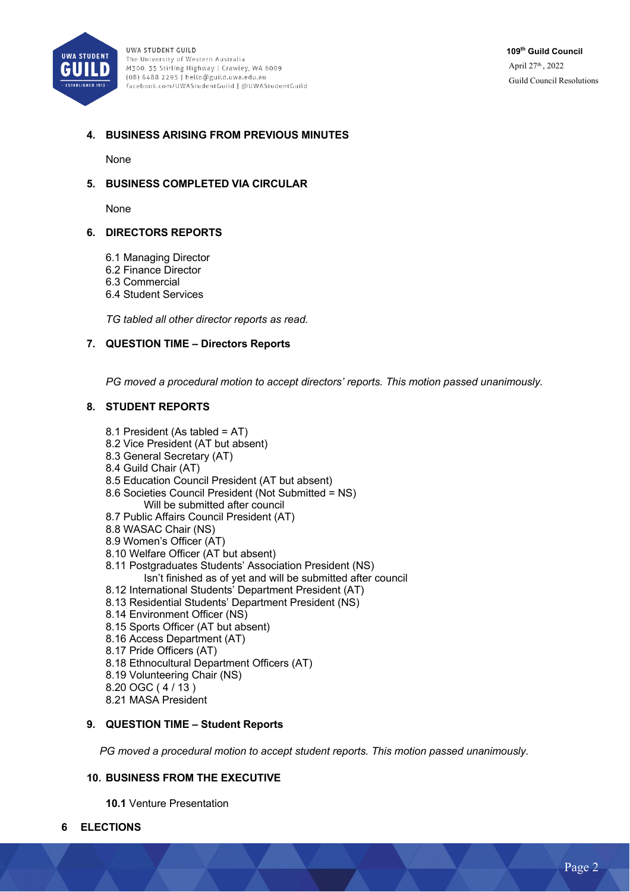## 4. BUSINESS ARISING FROM PREVIOUS MINUTES

None

## 5. BUSINESS COMPLETED VIA CIRCULAR

None

## 6. DIRECTORS REPORTS

6.1 Managing Director
6.2 Finance Director
6.3 Commercial
6.4 Student Services

*TG tabled all other director reports as read.*

## 7. QUESTION TIME – Directors Reports

*PG moved a procedural motion to accept directors' reports. This motion passed unanimously.*

## 8. STUDENT REPORTS

8.1 President (As tabled = AT)
8.2 Vice President (AT but absent)
8.3 General Secretary (AT)
8.4 Guild Chair (AT)
8.5 Education Council President (AT but absent)
8.6 Societies Council President (Not Submitted = NS)
    Will be submitted after council
8.7 Public Affairs Council President (AT)
8.8 WASAC Chair (NS)
8.9 Women's Officer (AT)
8.10 Welfare Officer (AT but absent)
8.11 Postgraduates Students' Association President (NS)
    Isn't finished as of yet and will be submitted after council
8.12 International Students' Department President (AT)
8.13 Residential Students' Department President (NS)
8.14 Environment Officer (NS)
8.15 Sports Officer (AT but absent)
8.16 Access Department (AT)
8.17 Pride Officers (AT)
8.18 Ethnocultural Department Officers (AT)
8.19 Volunteering Chair (NS)
8.20 OGC ( 4 / 13 )
8.21 MASA President

## 9. QUESTION TIME – Student Reports

*PG moved a procedural motion to accept student reports. This motion passed unanimously.*

## 10. BUSINESS FROM THE EXECUTIVE

**10.1** Venture Presentation

## 6 ELECTIONS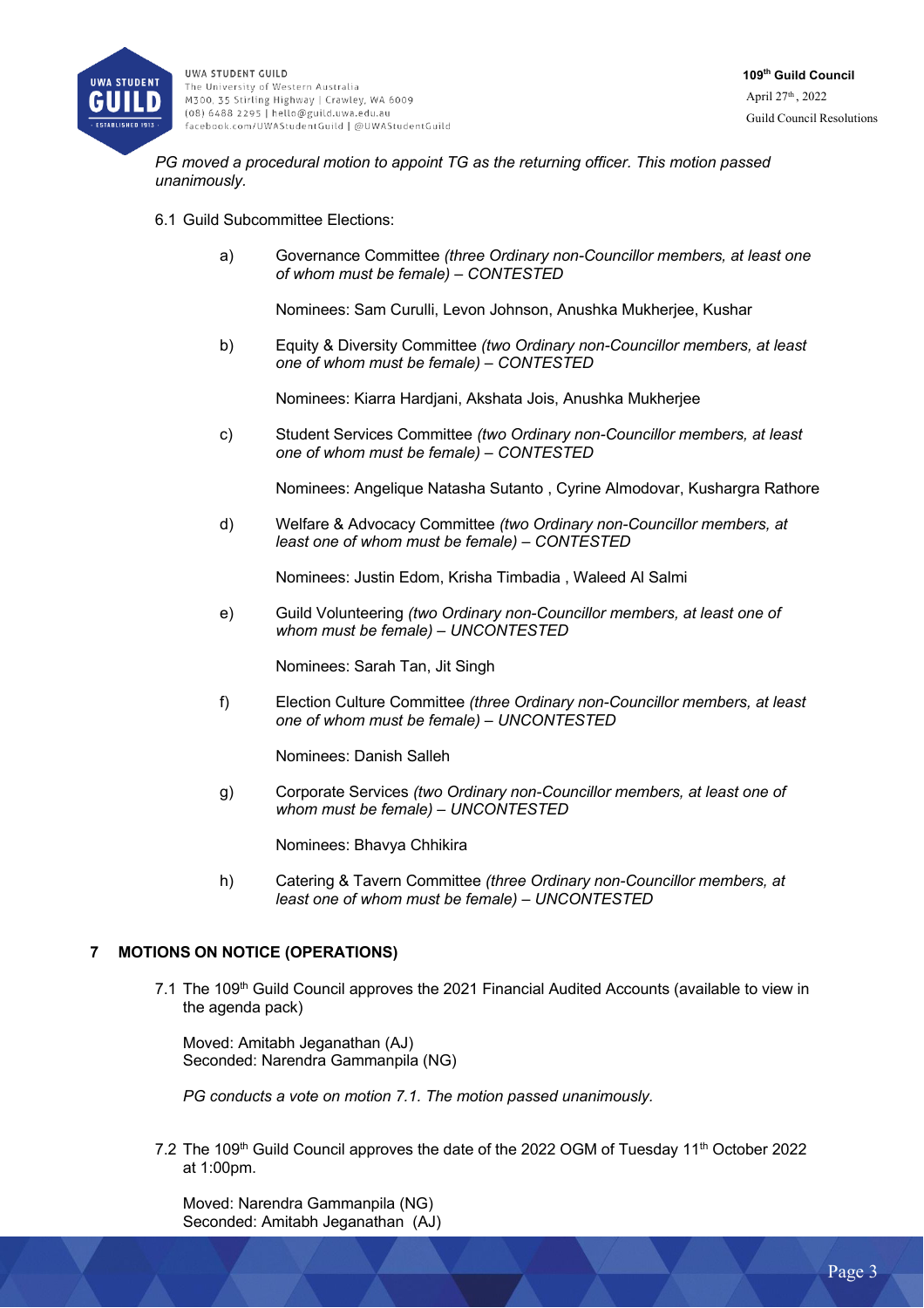*PG moved a procedural motion to appoint TG as the returning officer. This motion passed unanimously.*

6.1 Guild Subcommittee Elections:

a) Governance Committee *(three Ordinary non-Councillor members, at least one of whom must be female) – CONTESTED*

Nominees: Sam Curulli, Levon Johnson, Anushka Mukherjee, Kushar

b) Equity & Diversity Committee *(two Ordinary non-Councillor members, at least one of whom must be female) – CONTESTED*

Nominees: Kiarra Hardjani, Akshata Jois, Anushka Mukherjee

c) Student Services Committee *(two Ordinary non-Councillor members, at least one of whom must be female) – CONTESTED*

Nominees: Angelique Natasha Sutanto , Cyrine Almodovar, Kushargra Rathore

d) Welfare & Advocacy Committee *(two Ordinary non-Councillor members, at least one of whom must be female) – CONTESTED*

Nominees: Justin Edom, Krisha Timbadia , Waleed Al Salmi

e) Guild Volunteering *(two Ordinary non-Councillor members, at least one of whom must be female) – UNCONTESTED*

Nominees: Sarah Tan, Jit Singh

f) Election Culture Committee *(three Ordinary non-Councillor members, at least one of whom must be female) – UNCONTESTED*

Nominees: Danish Salleh

g) Corporate Services *(two Ordinary non-Councillor members, at least one of whom must be female) – UNCONTESTED*

Nominees: Bhavya Chhikira

h) Catering & Tavern Committee *(three Ordinary non-Councillor members, at least one of whom must be female) – UNCONTESTED*

## 7 MOTIONS ON NOTICE (OPERATIONS)

7.1 The 109th Guild Council approves the 2021 Financial Audited Accounts (available to view in the agenda pack)

Moved: Amitabh Jeganathan (AJ)
Seconded: Narendra Gammanpila (NG)

*PG conducts a vote on motion 7.1. The motion passed unanimously.*

7.2 The 109th Guild Council approves the date of the 2022 OGM of Tuesday 11th October 2022 at 1:00pm.

Moved: Narendra Gammanpila (NG)
Seconded: Amitabh Jeganathan (AJ)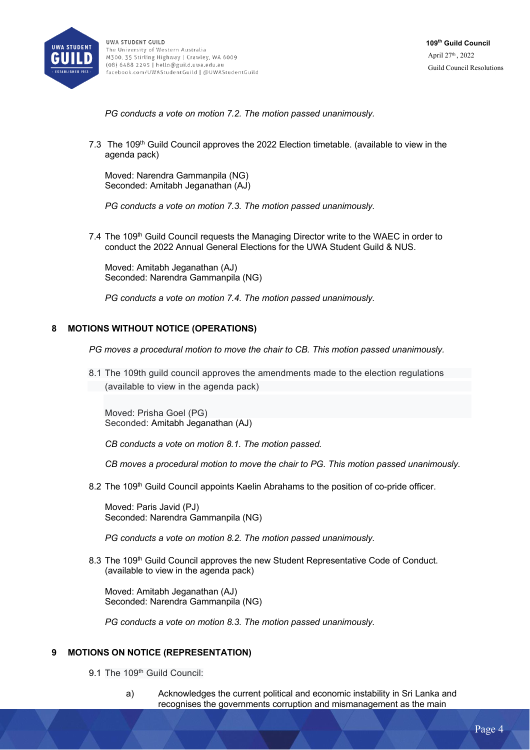*PG conducts a vote on motion 7.2. The motion passed unanimously.*

7.3 The 109th Guild Council approves the 2022 Election timetable. (available to view in the agenda pack)

Moved: Narendra Gammanpila (NG)
Seconded: Amitabh Jeganathan (AJ)

*PG conducts a vote on motion 7.3. The motion passed unanimously.*

7.4 The 109th Guild Council requests the Managing Director write to the WAEC in order to conduct the 2022 Annual General Elections for the UWA Student Guild & NUS.

Moved: Amitabh Jeganathan (AJ)
Seconded: Narendra Gammanpila (NG)

*PG conducts a vote on motion 7.4. The motion passed unanimously.*

## 8 MOTIONS WITHOUT NOTICE (OPERATIONS)

*PG moves a procedural motion to move the chair to CB. This motion passed unanimously.*

8.1 The 109th guild council approves the amendments made to the election regulations (available to view in the agenda pack)

Moved: Prisha Goel (PG)
Seconded: Amitabh Jeganathan (AJ)

*CB conducts a vote on motion 8.1. The motion passed.*

*CB moves a procedural motion to move the chair to PG. This motion passed unanimously.*

8.2 The 109th Guild Council appoints Kaelin Abrahams to the position of co-pride officer.

Moved: Paris Javid (PJ)
Seconded: Narendra Gammanpila (NG)

*PG conducts a vote on motion 8.2. The motion passed unanimously.*

8.3 The 109th Guild Council approves the new Student Representative Code of Conduct. (available to view in the agenda pack)

Moved: Amitabh Jeganathan (AJ)
Seconded: Narendra Gammanpila (NG)

*PG conducts a vote on motion 8.3. The motion passed unanimously.*

## 9 MOTIONS ON NOTICE (REPRESENTATION)

9.1 The 109th Guild Council:

a) Acknowledges the current political and economic instability in Sri Lanka and recognises the governments corruption and mismanagement as the main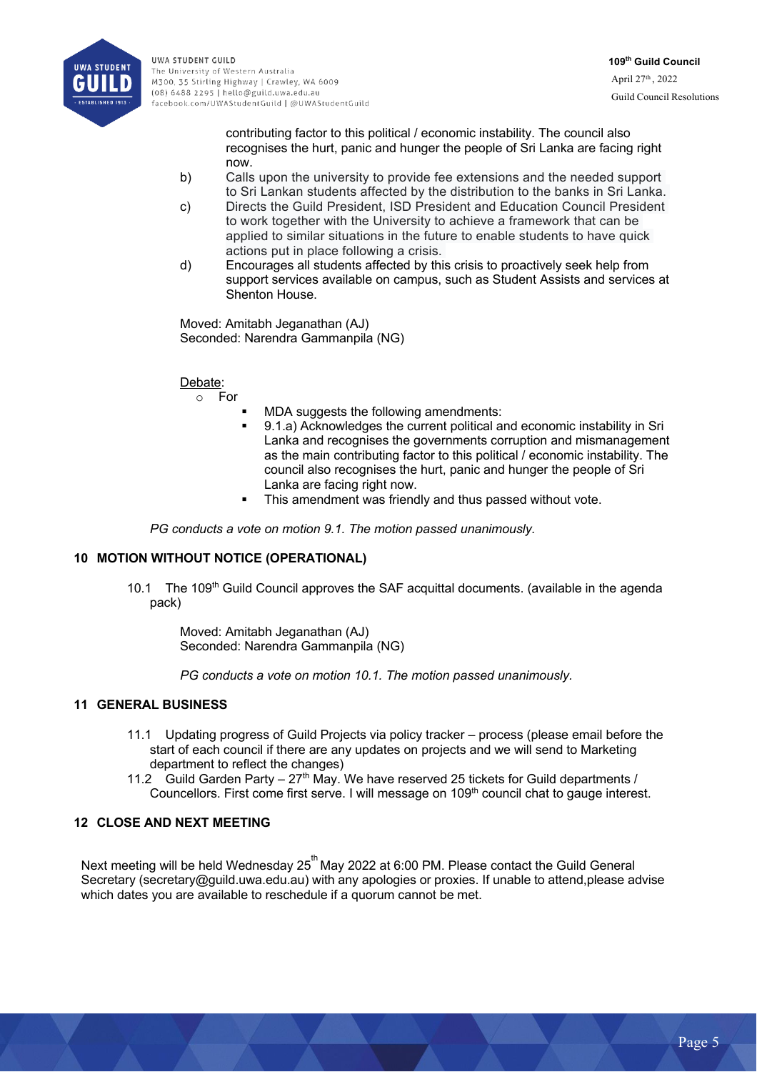contributing factor to this political / economic instability. The council also recognises the hurt, panic and hunger the people of Sri Lanka are facing right now.

b) Calls upon the university to provide fee extensions and the needed support to Sri Lankan students affected by the distribution to the banks in Sri Lanka.

c) Directs the Guild President, ISD President and Education Council President to work together with the University to achieve a framework that can be applied to similar situations in the future to enable students to have quick actions put in place following a crisis.

d) Encourages all students affected by this crisis to proactively seek help from support services available on campus, such as Student Assists and services at Shenton House.

Moved: Amitabh Jeganathan (AJ)
Seconded: Narendra Gammanpila (NG)

Debate:

- For
  - MDA suggests the following amendments:
  - 9.1.a) Acknowledges the current political and economic instability in Sri Lanka and recognises the governments corruption and mismanagement as the main contributing factor to this political / economic instability. The council also recognises the hurt, panic and hunger the people of Sri Lanka are facing right now.
  - This amendment was friendly and thus passed without vote.

*PG conducts a vote on motion 9.1. The motion passed unanimously.*

## 10 MOTION WITHOUT NOTICE (OPERATIONAL)

10.1 The 109th Guild Council approves the SAF acquittal documents. (available in the agenda pack)

Moved: Amitabh Jeganathan (AJ)
Seconded: Narendra Gammanpila (NG)

*PG conducts a vote on motion 10.1. The motion passed unanimously.*

## 11 GENERAL BUSINESS

11.1 Updating progress of Guild Projects via policy tracker – process (please email before the start of each council if there are any updates on projects and we will send to Marketing department to reflect the changes)

11.2 Guild Garden Party – 27th May. We have reserved 25 tickets for Guild departments / Councellors. First come first serve. I will message on 109th council chat to gauge interest.

## 12 CLOSE AND NEXT MEETING

Next meeting will be held Wednesday 25th May 2022 at 6:00 PM. Please contact the Guild General Secretary (secretary@guild.uwa.edu.au) with any apologies or proxies. If unable to attend,please advise which dates you are available to reschedule if a quorum cannot be met.